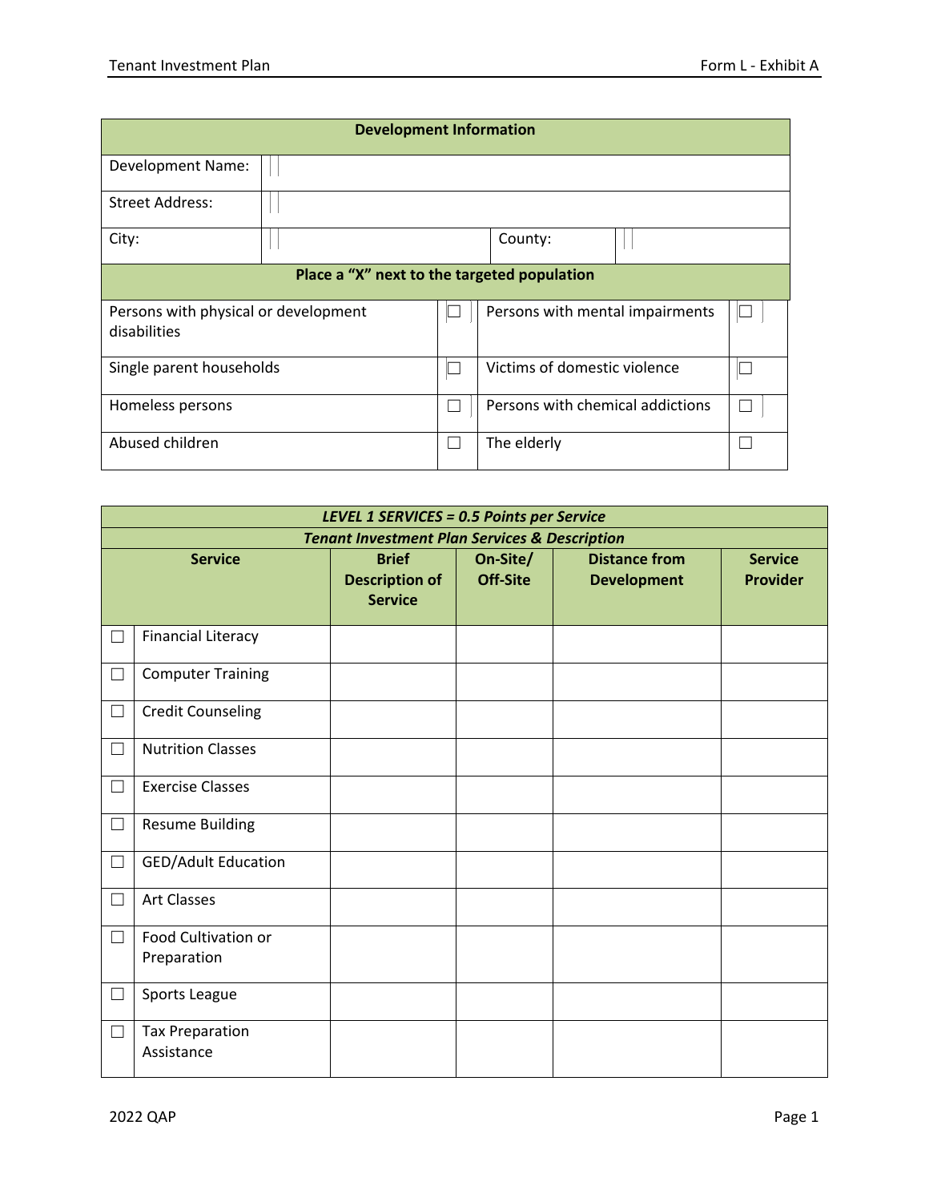| Development Information | | | |
|---|---|---|---|
| Development Name: | | | |
| Street Address: | | | |
| City: | | County: | |

| Place a "X" next to the targeted population | | | |
|---|---|---|---|
| Persons with physical or development disabilities | ☐ | Persons with mental impairments | ☐ |
| Single parent households | ☐ | Victims of domestic violence | ☐ |
| Homeless persons | ☐ | Persons with chemical addictions | ☐ |
| Abused children | ☐ | The elderly | ☐ |

| ***LEVEL 1 SERVICES = 0.5 Points per Service*** | | | | | |
|---|---|---|---|---|---|
| ***Tenant Investment Plan Services & Description*** | | | | | |
| **Service** | | **Brief Description of Service** | **On-Site/ Off-Site** | **Distance from Development** | **Service Provider** |
| ☐ | Financial Literacy | | | | |
| ☐ | Computer Training | | | | |
| ☐ | Credit Counseling | | | | |
| ☐ | Nutrition Classes | | | | |
| ☐ | Exercise Classes | | | | |
| ☐ | Resume Building | | | | |
| ☐ | GED/Adult Education | | | | |
| ☐ | Art Classes | | | | |
| ☐ | Food Cultivation or Preparation | | | | |
| ☐ | Sports League | | | | |
| ☐ | Tax Preparation Assistance | | | | |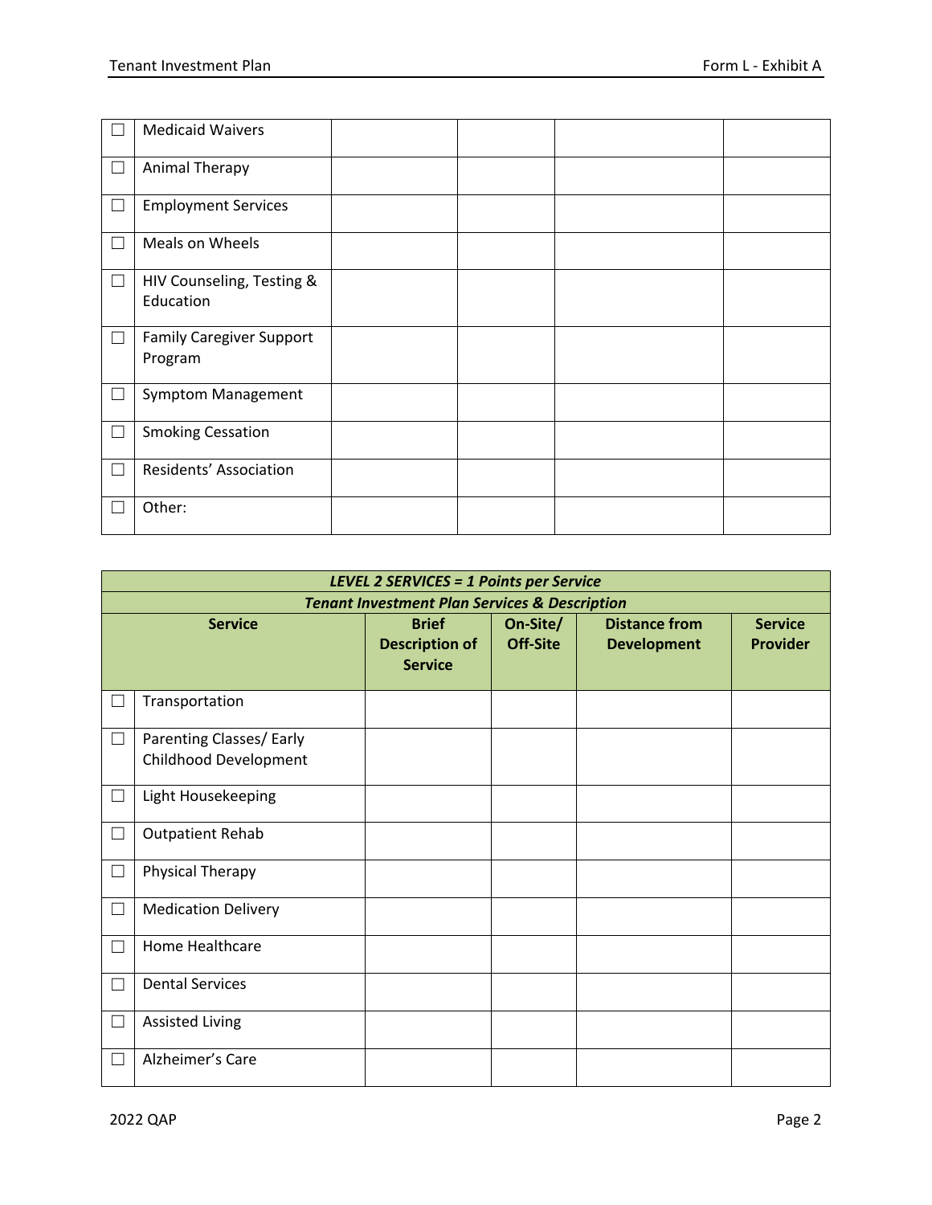| | | | | | |
|---|---|---|---|---|---|
| ☐ | Medicaid Waivers | | | | |
| ☐ | Animal Therapy | | | | |
| ☐ | Employment Services | | | | |
| ☐ | Meals on Wheels | | | | |
| ☐ | HIV Counseling, Testing & Education | | | | |
| ☐ | Family Caregiver Support Program | | | | |
| ☐ | Symptom Management | | | | |
| ☐ | Smoking Cessation | | | | |
| ☐ | Residents' Association | | | | |
| ☐ | Other: | | | | |

| ***LEVEL 2 SERVICES = 1 Points per Service*** | | | | | |
|---|---|---|---|---|---|
| ***Tenant Investment Plan Services & Description*** | | | | | |
| **Service** | | **Brief Description of Service** | **On-Site/ Off-Site** | **Distance from Development** | **Service Provider** |
| ☐ | Transportation | | | | |
| ☐ | Parenting Classes/ Early Childhood Development | | | | |
| ☐ | Light Housekeeping | | | | |
| ☐ | Outpatient Rehab | | | | |
| ☐ | Physical Therapy | | | | |
| ☐ | Medication Delivery | | | | |
| ☐ | Home Healthcare | | | | |
| ☐ | Dental Services | | | | |
| ☐ | Assisted Living | | | | |
| ☐ | Alzheimer's Care | | | | |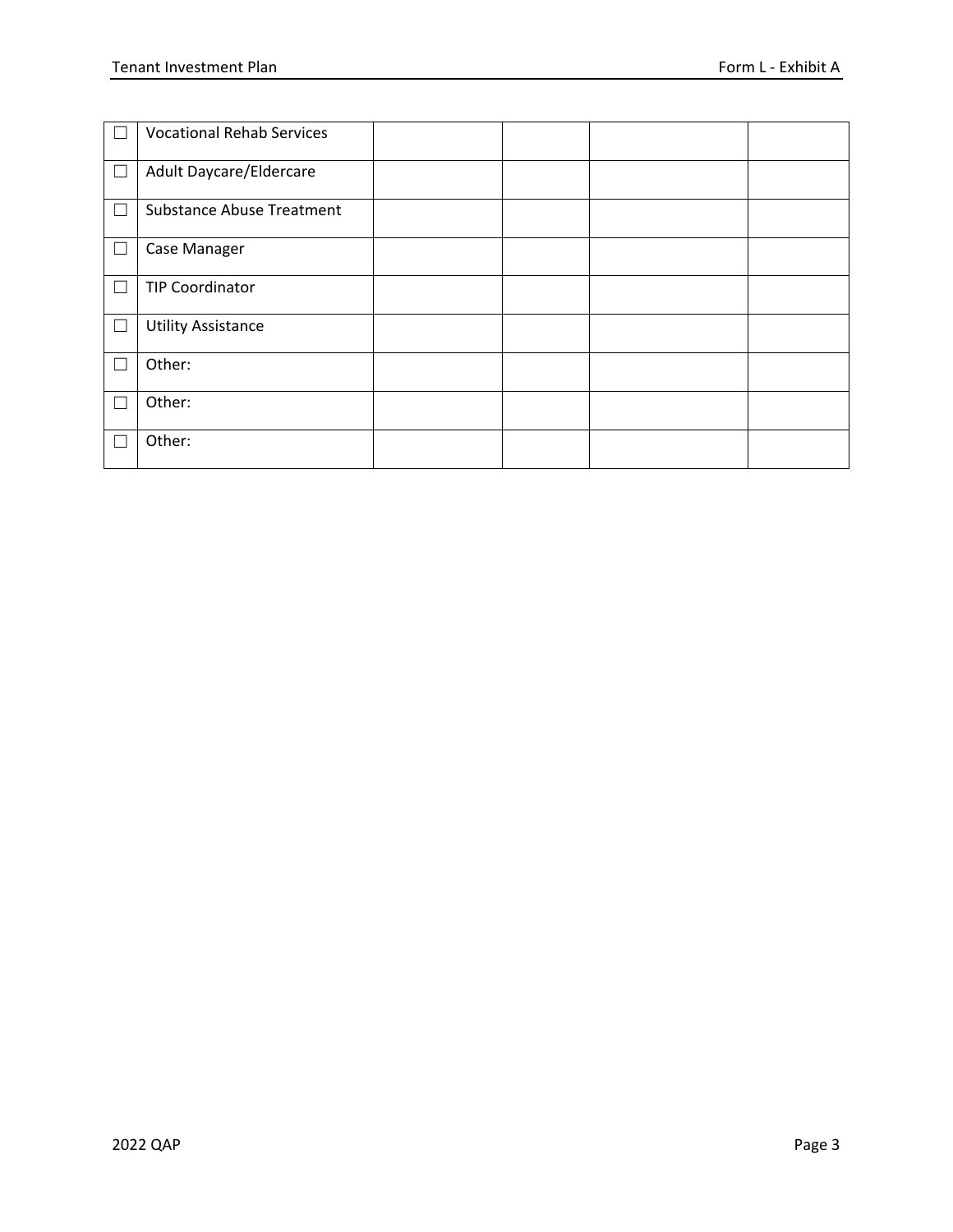| | | | | | |
|---|---|---|---|---|---|
| ☐ | Vocational Rehab Services | | | | |
| ☐ | Adult Daycare/Eldercare | | | | |
| ☐ | Substance Abuse Treatment | | | | |
| ☐ | Case Manager | | | | |
| ☐ | TIP Coordinator | | | | |
| ☐ | Utility Assistance | | | | |
| ☐ | Other: | | | | |
| ☐ | Other: | | | | |
| ☐ | Other: | | | | |